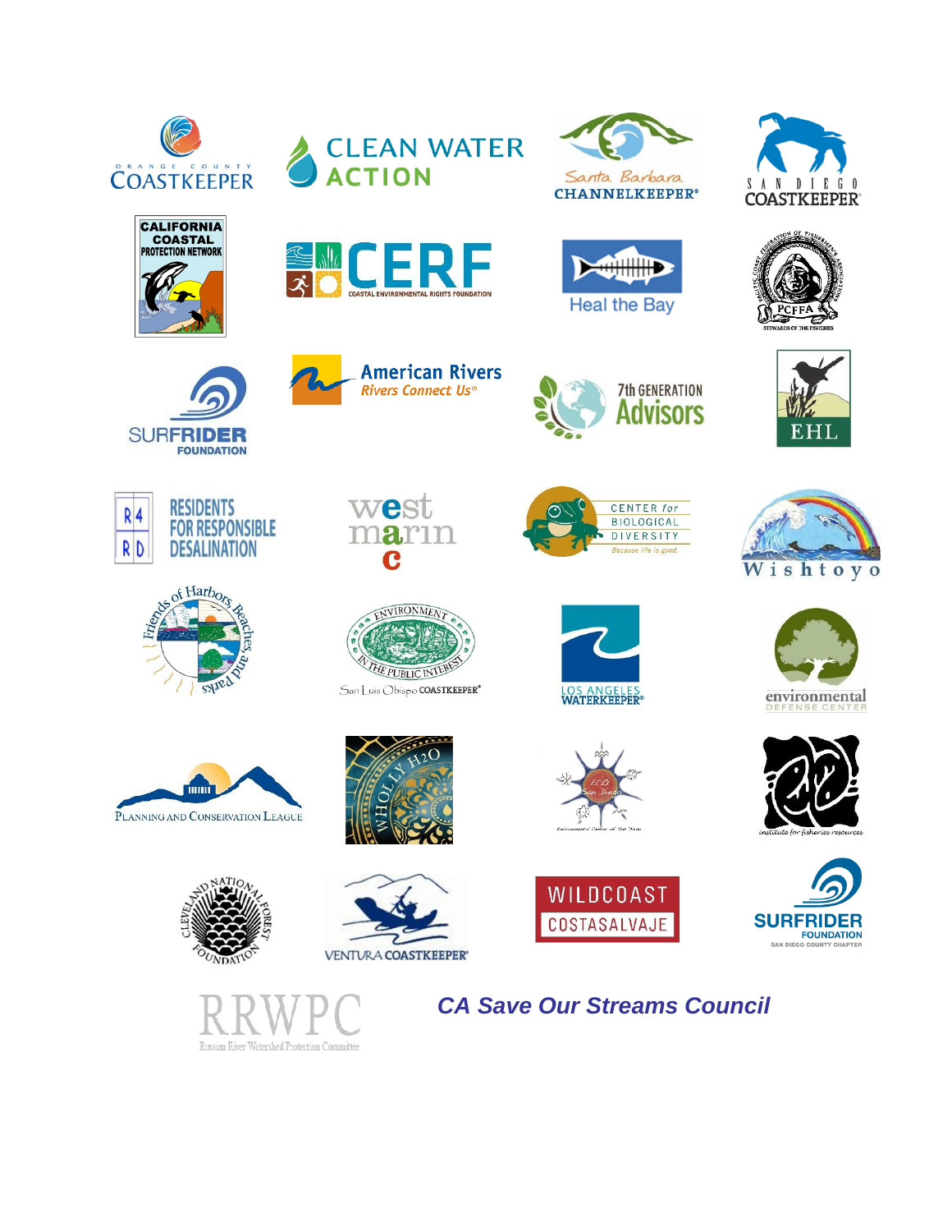ORANGE COUNTY COASTKEEPER

CLEAN WATER ACTION

Santa Barbara CHANNELKEEPER®

SAN DIEGO COASTKEEPER®

CALIFORNIA COASTAL PROTECTION NETWORK

CERF COASTAL ENVIRONMENTAL RIGHTS FOUNDATION

Heal the Bay

PACIFIC COAST FEDERATION OF FISHERMEN'S ASSOCIATIONS PCFFA STEWARDS OF THE FISHERIES

SURFRIDER FOUNDATION

American Rivers Rivers Connect Us®

7th GENERATION Advisors

EHL

R4 RD RESIDENTS FOR RESPONSIBLE DESALINATION

west marin c

CENTER for BIOLOGICAL DIVERSITY Because life is good.

Wishtoyo

Friends of Harbors, Beaches, and Parks

ENVIRONMENT IN THE PUBLIC INTEREST San Luis Obispo COASTKEEPER®

LOS ANGELES WATERKEEPER®

environmental DEFENSE CENTER

PLANNING AND CONSERVATION LEAGUE

WHOLLY H2O

ECO San Diego Environmental Center of San Diego

institute for fisheries resources

CLEVELAND NATIONAL FOREST FOUNDATION

VENTURA COASTKEEPER®

WILDCOAST COSTASALVAJE

SURFRIDER FOUNDATION SAN DIEGO COUNTY CHAPTER

RRWPC Russian River Watershed Protection Committee

***CA Save Our Streams Council***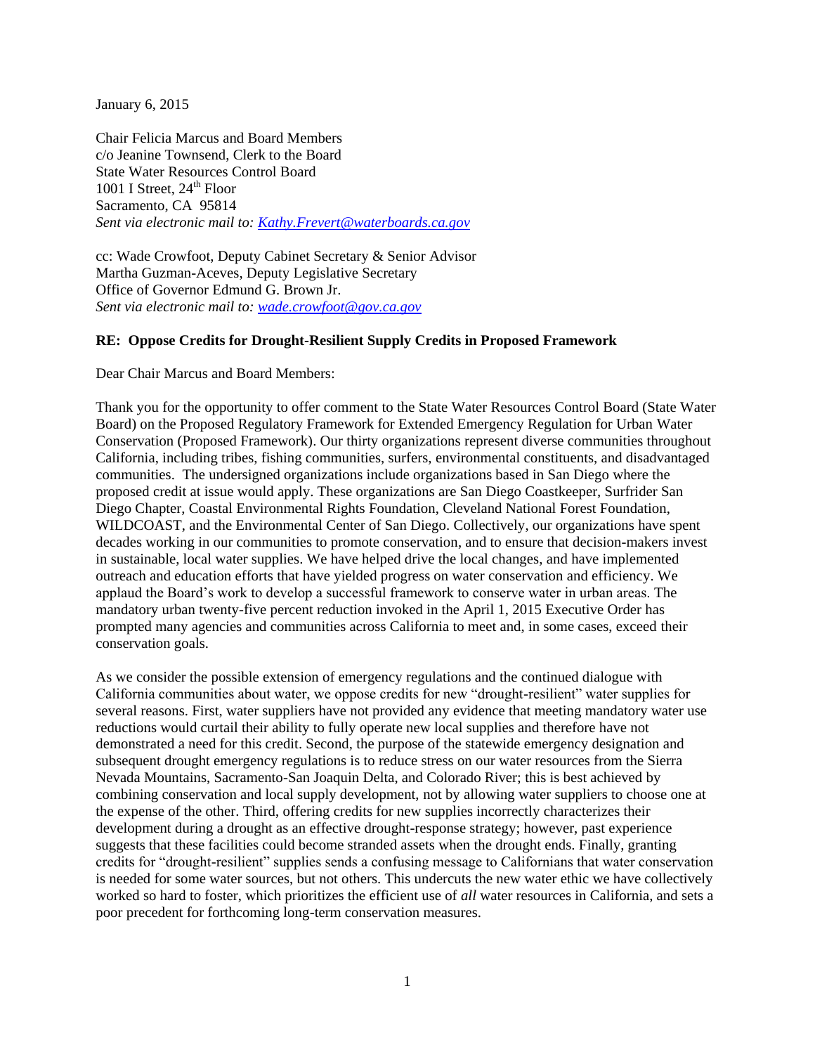January 6, 2015

Chair Felicia Marcus and Board Members
c/o Jeanine Townsend, Clerk to the Board
State Water Resources Control Board
1001 I Street, 24th Floor
Sacramento, CA 95814
*Sent via electronic mail to: Kathy.Frevert@waterboards.ca.gov*

cc: Wade Crowfoot, Deputy Cabinet Secretary & Senior Advisor
Martha Guzman-Aceves, Deputy Legislative Secretary
Office of Governor Edmund G. Brown Jr.
*Sent via electronic mail to: wade.crowfoot@gov.ca.gov*

**RE: Oppose Credits for Drought-Resilient Supply Credits in Proposed Framework**

Dear Chair Marcus and Board Members:

Thank you for the opportunity to offer comment to the State Water Resources Control Board (State Water Board) on the Proposed Regulatory Framework for Extended Emergency Regulation for Urban Water Conservation (Proposed Framework). Our thirty organizations represent diverse communities throughout California, including tribes, fishing communities, surfers, environmental constituents, and disadvantaged communities. The undersigned organizations include organizations based in San Diego where the proposed credit at issue would apply. These organizations are San Diego Coastkeeper, Surfrider San Diego Chapter, Coastal Environmental Rights Foundation, Cleveland National Forest Foundation, WILDCOAST, and the Environmental Center of San Diego. Collectively, our organizations have spent decades working in our communities to promote conservation, and to ensure that decision-makers invest in sustainable, local water supplies. We have helped drive the local changes, and have implemented outreach and education efforts that have yielded progress on water conservation and efficiency. We applaud the Board's work to develop a successful framework to conserve water in urban areas. The mandatory urban twenty-five percent reduction invoked in the April 1, 2015 Executive Order has prompted many agencies and communities across California to meet and, in some cases, exceed their conservation goals.

As we consider the possible extension of emergency regulations and the continued dialogue with California communities about water, we oppose credits for new "drought-resilient" water supplies for several reasons. First, water suppliers have not provided any evidence that meeting mandatory water use reductions would curtail their ability to fully operate new local supplies and therefore have not demonstrated a need for this credit. Second, the purpose of the statewide emergency designation and subsequent drought emergency regulations is to reduce stress on our water resources from the Sierra Nevada Mountains, Sacramento-San Joaquin Delta, and Colorado River; this is best achieved by combining conservation and local supply development, not by allowing water suppliers to choose one at the expense of the other. Third, offering credits for new supplies incorrectly characterizes their development during a drought as an effective drought-response strategy; however, past experience suggests that these facilities could become stranded assets when the drought ends. Finally, granting credits for "drought-resilient" supplies sends a confusing message to Californians that water conservation is needed for some water sources, but not others. This undercuts the new water ethic we have collectively worked so hard to foster, which prioritizes the efficient use of *all* water resources in California, and sets a poor precedent for forthcoming long-term conservation measures.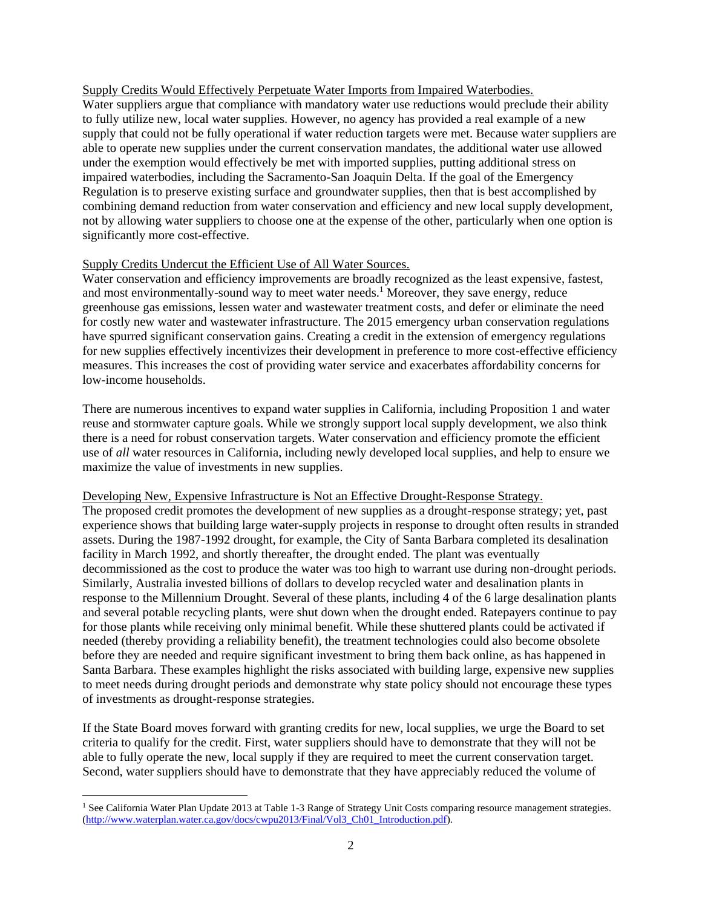<u>Supply Credits Would Effectively Perpetuate Water Imports from Impaired Waterbodies.</u>
Water suppliers argue that compliance with mandatory water use reductions would preclude their ability to fully utilize new, local water supplies. However, no agency has provided a real example of a new supply that could not be fully operational if water reduction targets were met. Because water suppliers are able to operate new supplies under the current conservation mandates, the additional water use allowed under the exemption would effectively be met with imported supplies, putting additional stress on impaired waterbodies, including the Sacramento-San Joaquin Delta. If the goal of the Emergency Regulation is to preserve existing surface and groundwater supplies, then that is best accomplished by combining demand reduction from water conservation and efficiency and new local supply development, not by allowing water suppliers to choose one at the expense of the other, particularly when one option is significantly more cost-effective.

<u>Supply Credits Undercut the Efficient Use of All Water Sources.</u>
Water conservation and efficiency improvements are broadly recognized as the least expensive, fastest, and most environmentally-sound way to meet water needs.[1] Moreover, they save energy, reduce greenhouse gas emissions, lessen water and wastewater treatment costs, and defer or eliminate the need for costly new water and wastewater infrastructure. The 2015 emergency urban conservation regulations have spurred significant conservation gains. Creating a credit in the extension of emergency regulations for new supplies effectively incentivizes their development in preference to more cost-effective efficiency measures. This increases the cost of providing water service and exacerbates affordability concerns for low-income households.

There are numerous incentives to expand water supplies in California, including Proposition 1 and water reuse and stormwater capture goals. While we strongly support local supply development, we also think there is a need for robust conservation targets. Water conservation and efficiency promote the efficient use of *all* water resources in California, including newly developed local supplies, and help to ensure we maximize the value of investments in new supplies.

<u>Developing New, Expensive Infrastructure is Not an Effective Drought-Response Strategy.</u>
The proposed credit promotes the development of new supplies as a drought-response strategy; yet, past experience shows that building large water-supply projects in response to drought often results in stranded assets. During the 1987-1992 drought, for example, the City of Santa Barbara completed its desalination facility in March 1992, and shortly thereafter, the drought ended. The plant was eventually decommissioned as the cost to produce the water was too high to warrant use during non-drought periods. Similarly, Australia invested billions of dollars to develop recycled water and desalination plants in response to the Millennium Drought. Several of these plants, including 4 of the 6 large desalination plants and several potable recycling plants, were shut down when the drought ended. Ratepayers continue to pay for those plants while receiving only minimal benefit. While these shuttered plants could be activated if needed (thereby providing a reliability benefit), the treatment technologies could also become obsolete before they are needed and require significant investment to bring them back online, as has happened in Santa Barbara. These examples highlight the risks associated with building large, expensive new supplies to meet needs during drought periods and demonstrate why state policy should not encourage these types of investments as drought-response strategies.

If the State Board moves forward with granting credits for new, local supplies, we urge the Board to set criteria to qualify for the credit. First, water suppliers should have to demonstrate that they will not be able to fully operate the new, local supply if they are required to meet the current conservation target. Second, water suppliers should have to demonstrate that they have appreciably reduced the volume of

---

[1] See California Water Plan Update 2013 at Table 1-3 Range of Strategy Unit Costs comparing resource management strategies. (http://www.waterplan.water.ca.gov/docs/cwpu2013/Final/Vol3_Ch01_Introduction.pdf).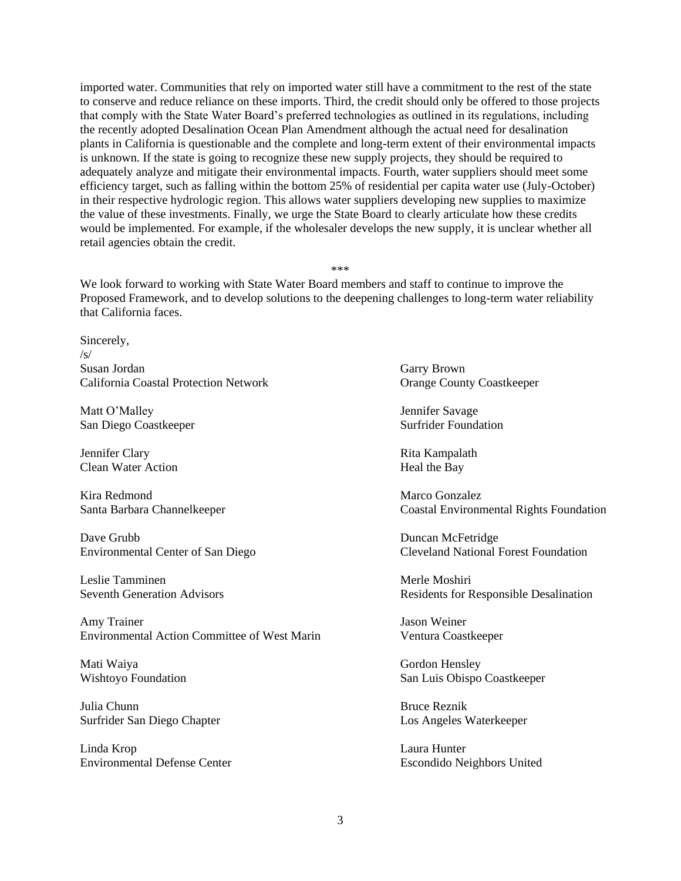imported water. Communities that rely on imported water still have a commitment to the rest of the state to conserve and reduce reliance on these imports. Third, the credit should only be offered to those projects that comply with the State Water Board's preferred technologies as outlined in its regulations, including the recently adopted Desalination Ocean Plan Amendment although the actual need for desalination plants in California is questionable and the complete and long-term extent of their environmental impacts is unknown. If the state is going to recognize these new supply projects, they should be required to adequately analyze and mitigate their environmental impacts. Fourth, water suppliers should meet some efficiency target, such as falling within the bottom 25% of residential per capita water use (July-October) in their respective hydrologic region. This allows water suppliers developing new supplies to maximize the value of these investments. Finally, we urge the State Board to clearly articulate how these credits would be implemented. For example, if the wholesaler develops the new supply, it is unclear whether all retail agencies obtain the credit.

***

We look forward to working with State Water Board members and staff to continue to improve the Proposed Framework, and to develop solutions to the deepening challenges to long-term water reliability that California faces.

Sincerely,
/s/

Susan Jordan
California Coastal Protection Network

Garry Brown
Orange County Coastkeeper

Matt O'Malley
San Diego Coastkeeper

Jennifer Savage
Surfrider Foundation

Jennifer Clary
Clean Water Action

Rita Kampalath
Heal the Bay

Kira Redmond
Santa Barbara Channelkeeper

Marco Gonzalez
Coastal Environmental Rights Foundation

Dave Grubb
Environmental Center of San Diego

Duncan McFetridge
Cleveland National Forest Foundation

Leslie Tamminen
Seventh Generation Advisors

Merle Moshiri
Residents for Responsible Desalination

Amy Trainer
Environmental Action Committee of West Marin

Jason Weiner
Ventura Coastkeeper

Mati Waiya
Wishtoyo Foundation

Gordon Hensley
San Luis Obispo Coastkeeper

Julia Chunn
Surfrider San Diego Chapter

Bruce Reznik
Los Angeles Waterkeeper

Linda Krop
Environmental Defense Center

Laura Hunter
Escondido Neighbors United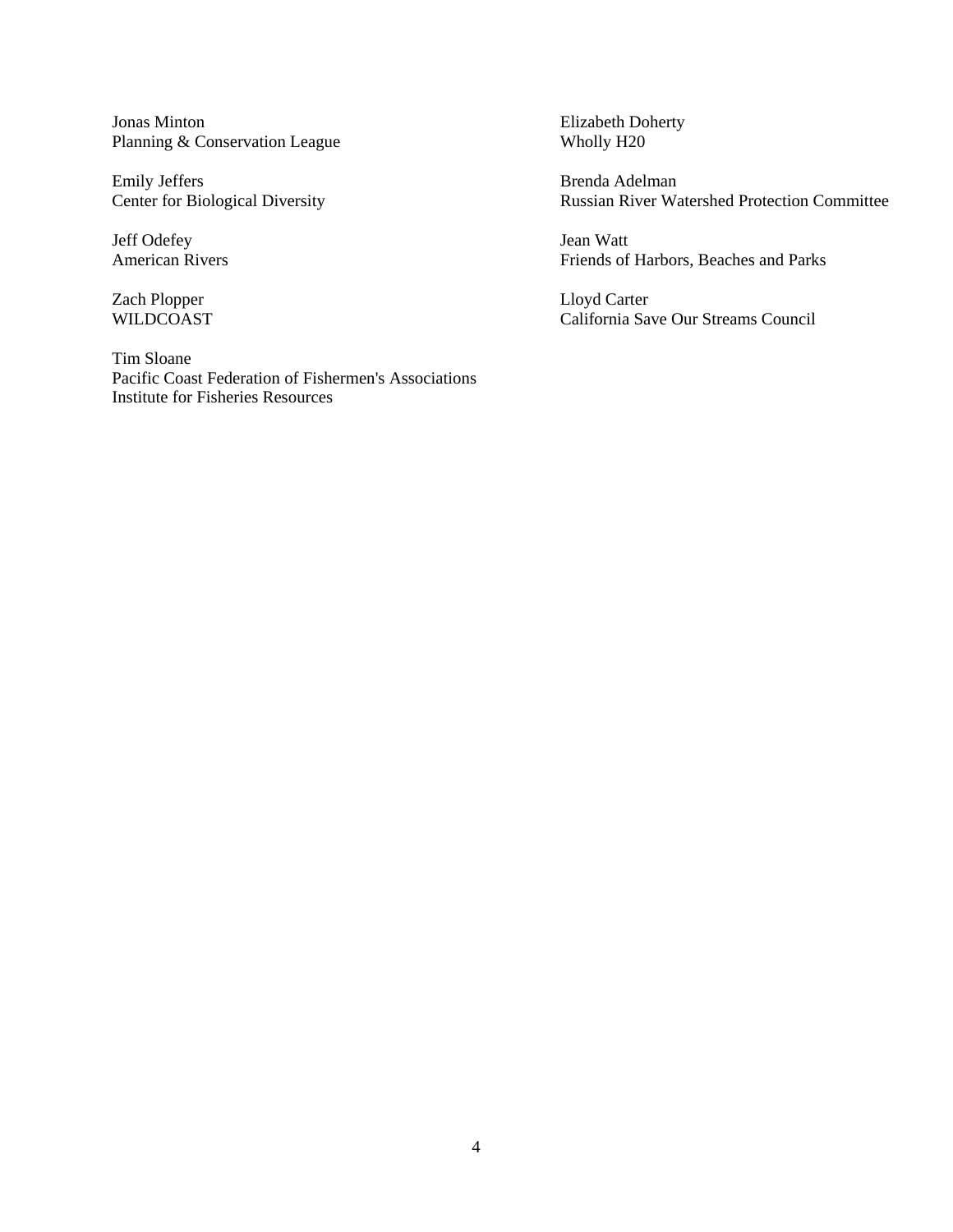Jonas Minton
Planning & Conservation League

Emily Jeffers
Center for Biological Diversity

Jeff Odefey
American Rivers

Zach Plopper
WILDCOAST

Tim Sloane
Pacific Coast Federation of Fishermen's Associations
Institute for Fisheries Resources

Elizabeth Doherty
Wholly H20

Brenda Adelman
Russian River Watershed Protection Committee

Jean Watt
Friends of Harbors, Beaches and Parks

Lloyd Carter
California Save Our Streams Council